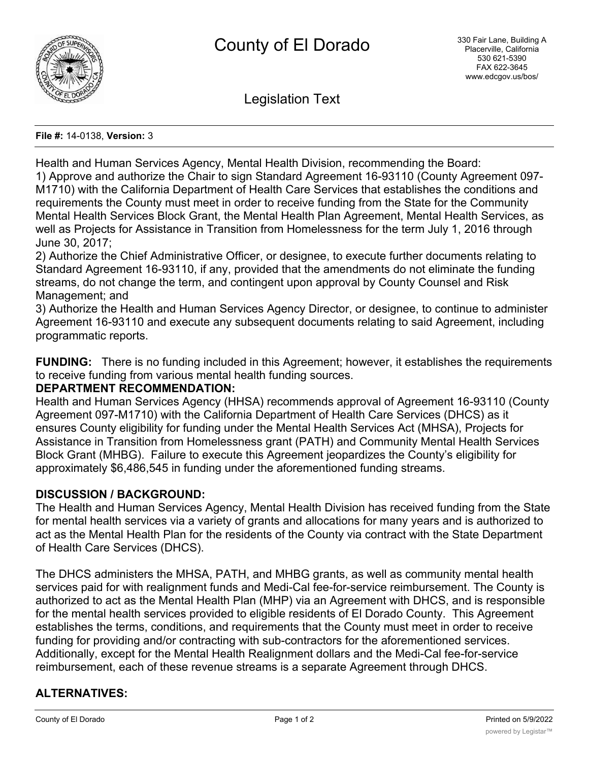# County of El Dorado

330 Fair Lane, Building A
Placerville, California
530 621-5390
FAX 622-3645
www.edcgov.us/bos/

## Legislation Text

**File #:** 14-0138, **Version:** 3

Health and Human Services Agency, Mental Health Division, recommending the Board:
1) Approve and authorize the Chair to sign Standard Agreement 16-93110 (County Agreement 097-M1710) with the California Department of Health Care Services that establishes the conditions and requirements the County must meet in order to receive funding from the State for the Community Mental Health Services Block Grant, the Mental Health Plan Agreement, Mental Health Services, as well as Projects for Assistance in Transition from Homelessness for the term July 1, 2016 through June 30, 2017;
2) Authorize the Chief Administrative Officer, or designee, to execute further documents relating to Standard Agreement 16-93110, if any, provided that the amendments do not eliminate the funding streams, do not change the term, and contingent upon approval by County Counsel and Risk Management; and
3) Authorize the Health and Human Services Agency Director, or designee, to continue to administer Agreement 16-93110 and execute any subsequent documents relating to said Agreement, including programmatic reports.

**FUNDING:** There is no funding included in this Agreement; however, it establishes the requirements to receive funding from various mental health funding sources.

**DEPARTMENT RECOMMENDATION:**

Health and Human Services Agency (HHSA) recommends approval of Agreement 16-93110 (County Agreement 097-M1710) with the California Department of Health Care Services (DHCS) as it ensures County eligibility for funding under the Mental Health Services Act (MHSA), Projects for Assistance in Transition from Homelessness grant (PATH) and Community Mental Health Services Block Grant (MHBG). Failure to execute this Agreement jeopardizes the County's eligibility for approximately $6,486,545 in funding under the aforementioned funding streams.

**DISCUSSION / BACKGROUND:**

The Health and Human Services Agency, Mental Health Division has received funding from the State for mental health services via a variety of grants and allocations for many years and is authorized to act as the Mental Health Plan for the residents of the County via contract with the State Department of Health Care Services (DHCS).

The DHCS administers the MHSA, PATH, and MHBG grants, as well as community mental health services paid for with realignment funds and Medi-Cal fee-for-service reimbursement. The County is authorized to act as the Mental Health Plan (MHP) via an Agreement with DHCS, and is responsible for the mental health services provided to eligible residents of El Dorado County. This Agreement establishes the terms, conditions, and requirements that the County must meet in order to receive funding for providing and/or contracting with sub-contractors for the aforementioned services. Additionally, except for the Mental Health Realignment dollars and the Medi-Cal fee-for-service reimbursement, each of these revenue streams is a separate Agreement through DHCS.

**ALTERNATIVES:**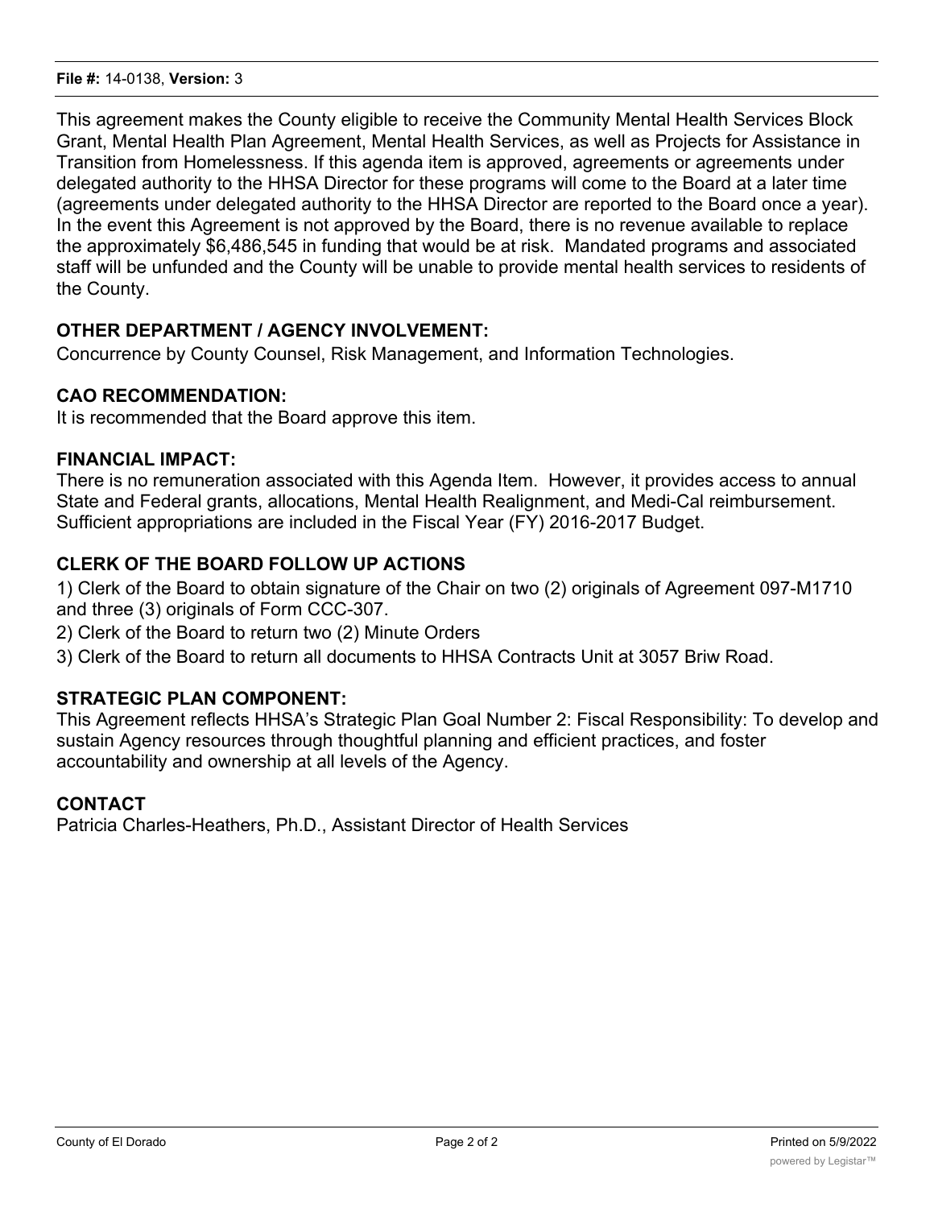This agreement makes the County eligible to receive the Community Mental Health Services Block Grant, Mental Health Plan Agreement, Mental Health Services, as well as Projects for Assistance in Transition from Homelessness. If this agenda item is approved, agreements or agreements under delegated authority to the HHSA Director for these programs will come to the Board at a later time (agreements under delegated authority to the HHSA Director are reported to the Board once a year). In the event this Agreement is not approved by the Board, there is no revenue available to replace the approximately $6,486,545 in funding that would be at risk. Mandated programs and associated staff will be unfunded and the County will be unable to provide mental health services to residents of the County.

## OTHER DEPARTMENT / AGENCY INVOLVEMENT:

Concurrence by County Counsel, Risk Management, and Information Technologies.

## CAO RECOMMENDATION:

It is recommended that the Board approve this item.

## FINANCIAL IMPACT:

There is no remuneration associated with this Agenda Item. However, it provides access to annual State and Federal grants, allocations, Mental Health Realignment, and Medi-Cal reimbursement. Sufficient appropriations are included in the Fiscal Year (FY) 2016-2017 Budget.

## CLERK OF THE BOARD FOLLOW UP ACTIONS

1) Clerk of the Board to obtain signature of the Chair on two (2) originals of Agreement 097-M1710 and three (3) originals of Form CCC-307.
2) Clerk of the Board to return two (2) Minute Orders
3) Clerk of the Board to return all documents to HHSA Contracts Unit at 3057 Briw Road.

## STRATEGIC PLAN COMPONENT:

This Agreement reflects HHSA's Strategic Plan Goal Number 2: Fiscal Responsibility: To develop and sustain Agency resources through thoughtful planning and efficient practices, and foster accountability and ownership at all levels of the Agency.

## CONTACT

Patricia Charles-Heathers, Ph.D., Assistant Director of Health Services